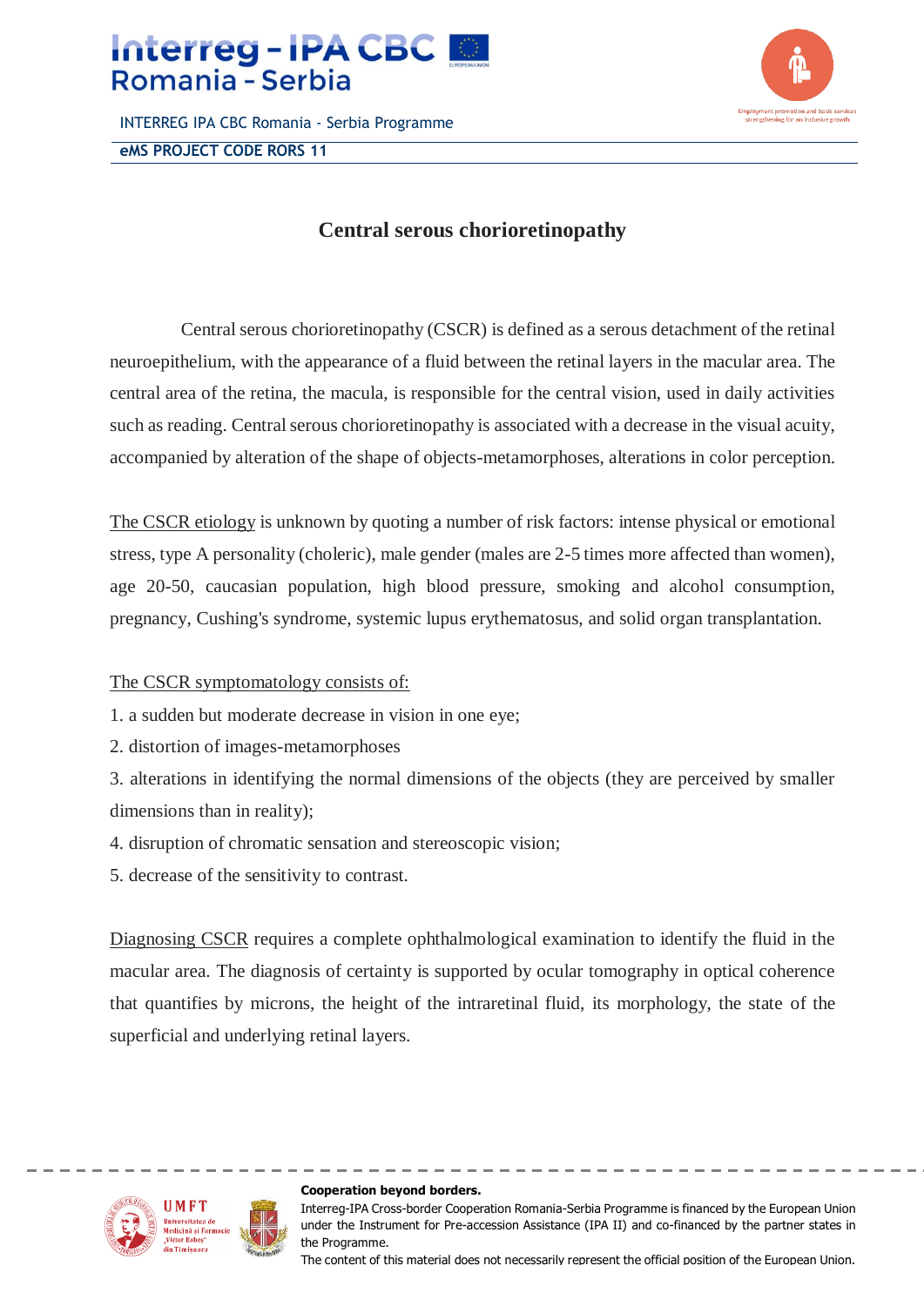# Central serous chorioretinopathy

Central serous chorioretinopathy (CSCR) is defined as a serous detachment of the retinal neuroepithelium, with the appearance of a fluid between the retinal layers in the macular area. The central area of the retina, the macula, is responsible for the central vision, used in daily activities such as reading. Central serous chorioretinopathy is associated with a decrease in the visual acuity, accompanied by alteration of the shape of objects-metamorphoses, alterations in color perception.

<u>The CSCR etiology</u> is unknown by quoting a number of risk factors: intense physical or emotional stress, type A personality (choleric), male gender (males are 2-5 times more affected than women), age 20-50, caucasian population, high blood pressure, smoking and alcohol consumption, pregnancy, Cushing's syndrome, systemic lupus erythematosus, and solid organ transplantation.

<u>The CSCR symptomatology consists of:</u>

1. a sudden but moderate decrease in vision in one eye;
2. distortion of images-metamorphoses
3. alterations in identifying the normal dimensions of the objects (they are perceived by smaller dimensions than in reality);
4. disruption of chromatic sensation and stereoscopic vision;
5. decrease of the sensitivity to contrast.

<u>Diagnosing CSCR</u> requires a complete ophthalmological examination to identify the fluid in the macular area. The diagnosis of certainty is supported by ocular tomography in optical coherence that quantifies by microns, the height of the intraretinal fluid, its morphology, the state of the superficial and underlying retinal layers.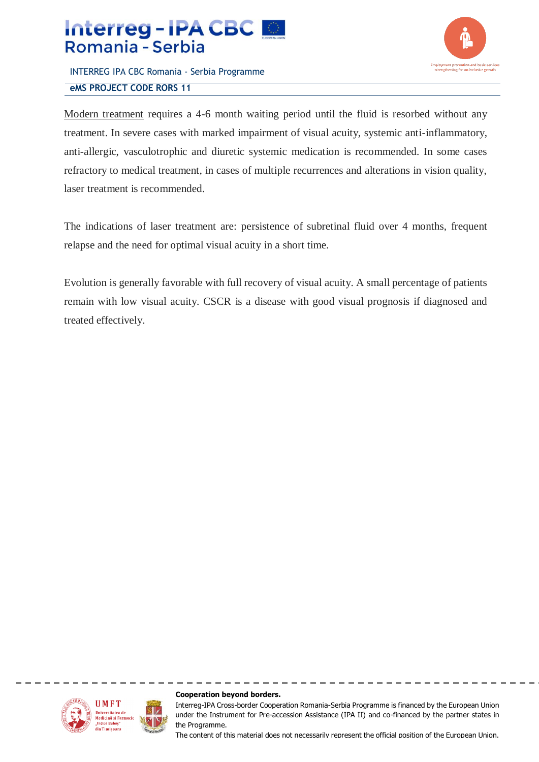<u>Modern treatment</u> requires a 4-6 month waiting period until the fluid is resorbed without any treatment. In severe cases with marked impairment of visual acuity, systemic anti-inflammatory, anti-allergic, vasculotrophic and diuretic systemic medication is recommended. In some cases refractory to medical treatment, in cases of multiple recurrences and alterations in vision quality, laser treatment is recommended.

The indications of laser treatment are: persistence of subretinal fluid over 4 months, frequent relapse and the need for optimal visual acuity in a short time.

Evolution is generally favorable with full recovery of visual acuity. A small percentage of patients remain with low visual acuity. CSCR is a disease with good visual prognosis if diagnosed and treated effectively.